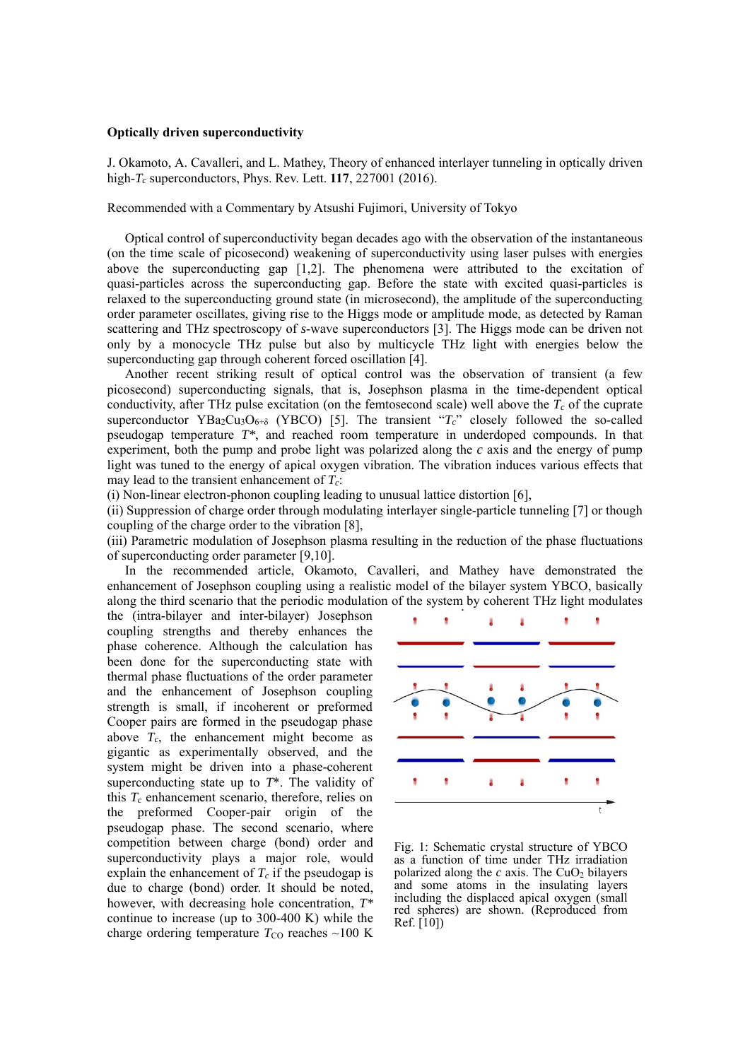**Optically driven superconductivity**

J. Okamoto, A. Cavalleri, and L. Mathey, Theory of enhanced interlayer tunneling in optically driven high-$T_c$ superconductors, Phys. Rev. Lett. **117**, 227001 (2016).

Recommended with a Commentary by Atsushi Fujimori, University of Tokyo

Optical control of superconductivity began decades ago with the observation of the instantaneous (on the time scale of picosecond) weakening of superconductivity using laser pulses with energies above the superconducting gap [1,2]. The phenomena were attributed to the excitation of quasi-particles across the superconducting gap. Before the state with excited quasi-particles is relaxed to the superconducting ground state (in microsecond), the amplitude of the superconducting order parameter oscillates, giving rise to the Higgs mode or amplitude mode, as detected by Raman scattering and THz spectroscopy of *s*-wave superconductors [3]. The Higgs mode can be driven not only by a monocycle THz pulse but also by multicycle THz light with energies below the superconducting gap through coherent forced oscillation [4].

Another recent striking result of optical control was the observation of transient (a few picosecond) superconducting signals, that is, Josephson plasma in the time-dependent optical conductivity, after THz pulse excitation (on the femtosecond scale) well above the $T_c$ of the cuprate superconductor $YBa_2Cu_3O_{6+\delta}$ (YBCO) [5]. The transient "$T_c$" closely followed the so-called pseudogap temperature $T^*$, and reached room temperature in underdoped compounds. In that experiment, both the pump and probe light was polarized along the *c* axis and the energy of pump light was tuned to the energy of apical oxygen vibration. The vibration induces various effects that may lead to the transient enhancement of $T_c$:

(i) Non-linear electron-phonon coupling leading to unusual lattice distortion [6],

(ii) Suppression of charge order through modulating interlayer single-particle tunneling [7] or though coupling of the charge order to the vibration [8],

(iii) Parametric modulation of Josephson plasma resulting in the reduction of the phase fluctuations of superconducting order parameter [9,10].

In the recommended article, Okamoto, Cavalleri, and Mathey have demonstrated the enhancement of Josephson coupling using a realistic model of the bilayer system YBCO, basically along the third scenario that the periodic modulation of the system by coherent THz light modulates the (intra-bilayer and inter-bilayer) Josephson coupling strengths and thereby enhances the phase coherence. Although the calculation has been done for the superconducting state with thermal phase fluctuations of the order parameter and the enhancement of Josephson coupling strength is small, if incoherent or preformed Cooper pairs are formed in the pseudogap phase above $T_c$, the enhancement might become as gigantic as experimentally observed, and the system might be driven into a phase-coherent superconducting state up to $T^*$. The validity of this $T_c$ enhancement scenario, therefore, relies on the preformed Cooper-pair origin of the pseudogap phase. The second scenario, where competition between charge (bond) order and superconductivity plays a major role, would explain the enhancement of $T_c$ if the pseudogap is due to charge (bond) order. It should be noted, however, with decreasing hole concentration, $T^*$ continue to increase (up to 300-400 K) while the charge ordering temperature $T_{CO}$ reaches ~100 K

Fig. 1: Schematic crystal structure of YBCO as a function of time under THz irradiation polarized along the *c* axis. The $CuO_2$ bilayers and some atoms in the insulating layers including the displaced apical oxygen (small red spheres) are shown. (Reproduced from Ref. [10])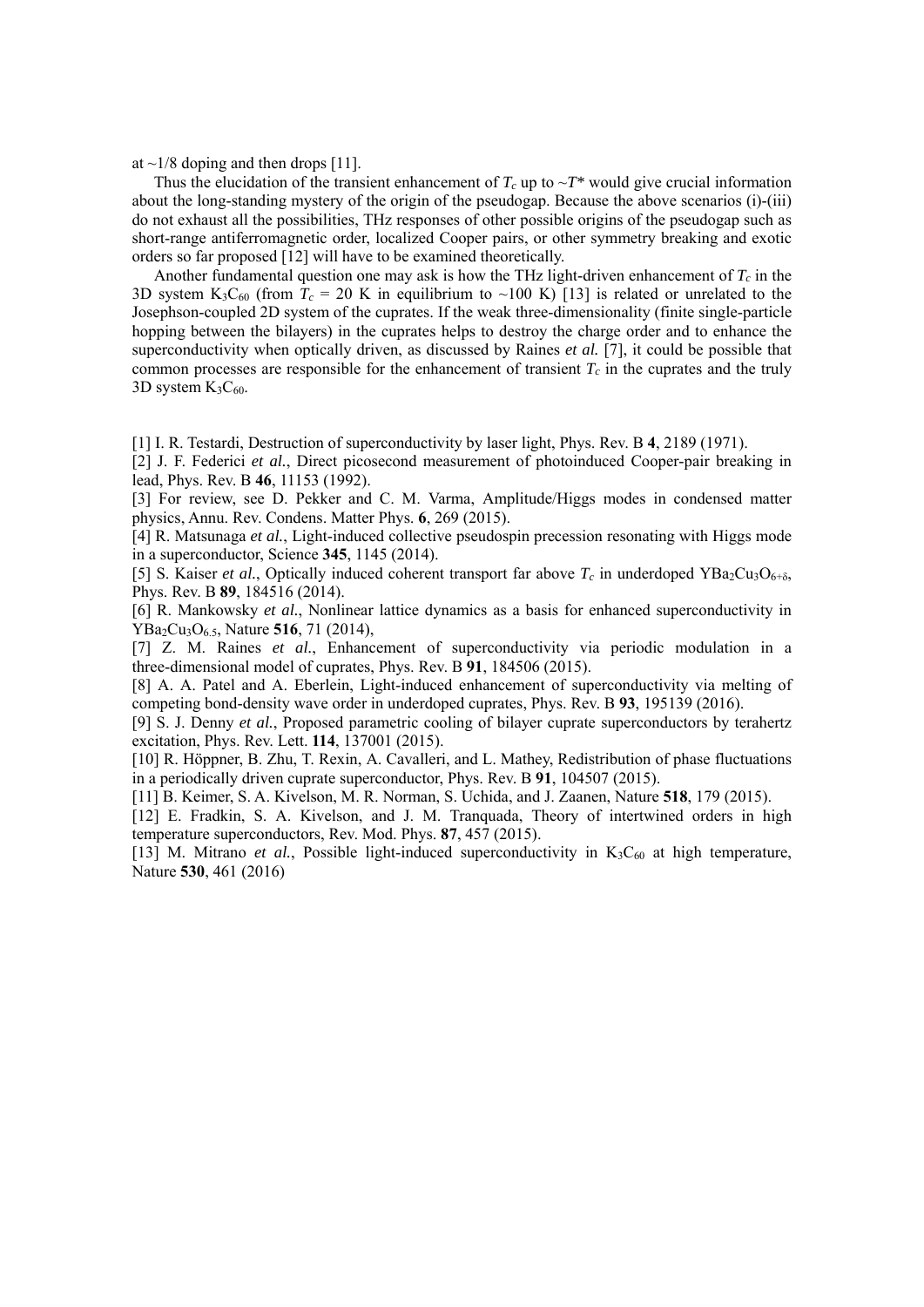at ~1/8 doping and then drops [11].

Thus the elucidation of the transient enhancement of $T_c$ up to ~$T^*$ would give crucial information about the long-standing mystery of the origin of the pseudogap. Because the above scenarios (i)-(iii) do not exhaust all the possibilities, THz responses of other possible origins of the pseudogap such as short-range antiferromagnetic order, localized Cooper pairs, or other symmetry breaking and exotic orders so far proposed [12] will have to be examined theoretically.

Another fundamental question one may ask is how the THz light-driven enhancement of $T_c$ in the 3D system $K_3C_{60}$ (from $T_c$ = 20 K in equilibrium to ~100 K) [13] is related or unrelated to the Josephson-coupled 2D system of the cuprates. If the weak three-dimensionality (finite single-particle hopping between the bilayers) in the cuprates helps to destroy the charge order and to enhance the superconductivity when optically driven, as discussed by Raines *et al.* [7], it could be possible that common processes are responsible for the enhancement of transient $T_c$ in the cuprates and the truly 3D system $K_3C_{60}$.

[1] I. R. Testardi, Destruction of superconductivity by laser light, Phys. Rev. B **4**, 2189 (1971).

[2] J. F. Federici *et al.*, Direct picosecond measurement of photoinduced Cooper-pair breaking in lead, Phys. Rev. B **46**, 11153 (1992).

[3] For review, see D. Pekker and C. M. Varma, Amplitude/Higgs modes in condensed matter physics, Annu. Rev. Condens. Matter Phys. **6**, 269 (2015).

[4] R. Matsunaga *et al.*, Light-induced collective pseudospin precession resonating with Higgs mode in a superconductor, Science **345**, 1145 (2014).

[5] S. Kaiser *et al.*, Optically induced coherent transport far above $T_c$ in underdoped $YBa_2Cu_3O_{6+\delta}$, Phys. Rev. B **89**, 184516 (2014).

[6] R. Mankowsky *et al.*, Nonlinear lattice dynamics as a basis for enhanced superconductivity in $YBa_2Cu_3O_{6.5}$, Nature **516**, 71 (2014),

[7] Z. M. Raines *et al.*, Enhancement of superconductivity via periodic modulation in a three-dimensional model of cuprates, Phys. Rev. B **91**, 184506 (2015).

[8] A. A. Patel and A. Eberlein, Light-induced enhancement of superconductivity via melting of competing bond-density wave order in underdoped cuprates, Phys. Rev. B **93**, 195139 (2016).

[9] S. J. Denny *et al.*, Proposed parametric cooling of bilayer cuprate superconductors by terahertz excitation, Phys. Rev. Lett. **114**, 137001 (2015).

[10] R. Höppner, B. Zhu, T. Rexin, A. Cavalleri, and L. Mathey, Redistribution of phase fluctuations in a periodically driven cuprate superconductor, Phys. Rev. B **91**, 104507 (2015).

[11] B. Keimer, S. A. Kivelson, M. R. Norman, S. Uchida, and J. Zaanen, Nature **518**, 179 (2015).

[12] E. Fradkin, S. A. Kivelson, and J. M. Tranquada, Theory of intertwined orders in high temperature superconductors, Rev. Mod. Phys. **87**, 457 (2015).

[13] M. Mitrano *et al.*, Possible light-induced superconductivity in $K_3C_{60}$ at high temperature, Nature **530**, 461 (2016)